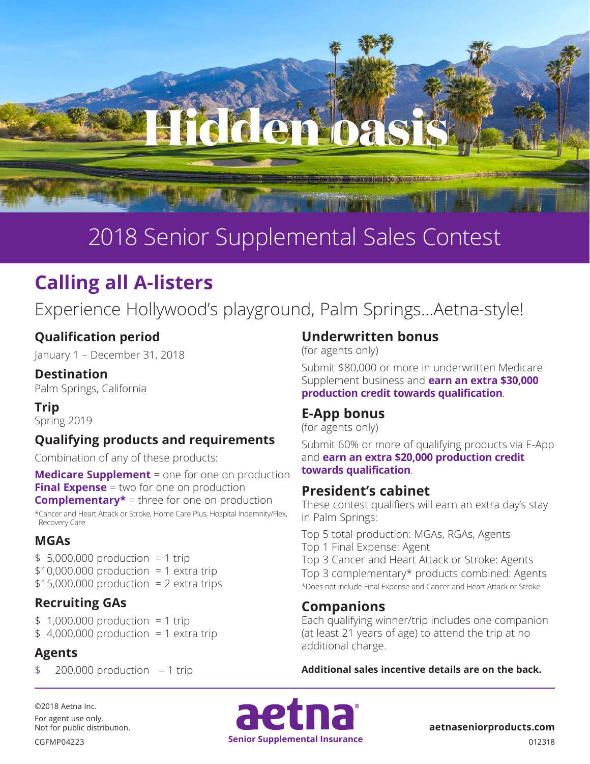# Hidden oasis

## 2018 Senior Supplemental Sales Contest

## Calling all A-listers

Experience Hollywood's playground, Palm Springs...Aetna-style!

### Qualification period

January 1 – December 31, 2018

### Destination

Palm Springs, California

### Trip

Spring 2019

### Qualifying products and requirements

Combination of any of these products:

**Medicare Supplement** = one for one on production
**Final Expense** = two for one on production
**Complementary*** = three for one on production

*Cancer and Heart Attack or Stroke, Home Care Plus, Hospital Indemnity/Flex, Recovery Care

### MGAs

$ 5,000,000 production = 1 trip
$10,000,000 production = 1 extra trip
$15,000,000 production = 2 extra trips

### Recruiting GAs

$ 1,000,000 production = 1 trip
$ 4,000,000 production = 1 extra trip

### Agents

$ 200,000 production = 1 trip

### Underwritten bonus

(for agents only)

Submit $80,000 or more in underwritten Medicare Supplement business and **earn an extra $30,000 production credit towards qualification**.

### E-App bonus

(for agents only)

Submit 60% or more of qualifying products via E-App and **earn an extra $20,000 production credit towards qualification**.

### President's cabinet

These contest qualifiers will earn an extra day's stay in Palm Springs:

Top 5 total production: MGAs, RGAs, Agents
Top 1 Final Expense: Agent
Top 3 Cancer and Heart Attack or Stroke: Agents
Top 3 complementary* products combined: Agents

*Does not include Final Expense and Cancer and Heart Attack or Stroke

### Companions

Each qualifying winner/trip includes one companion (at least 21 years of age) to attend the trip at no additional charge.

**Additional sales incentive details are on the back.**

©2018 Aetna Inc.
For agent use only.
Not for public distribution.
CGFMP04223

aetna Senior Supplemental Insurance

aetnaseniorproducts.com
012318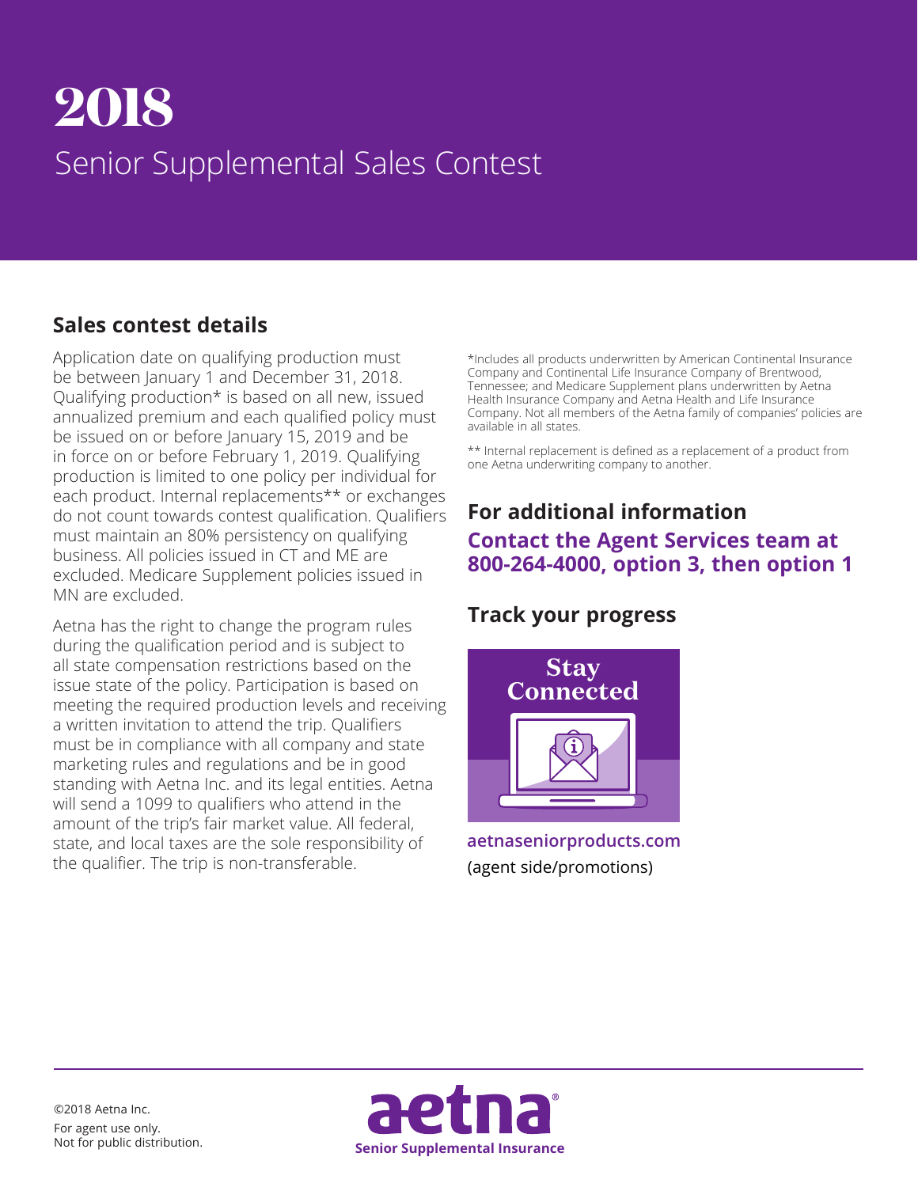# 2018

Senior Supplemental Sales Contest

## Sales contest details

Application date on qualifying production must be between January 1 and December 31, 2018. Qualifying production* is based on all new, issued annualized premium and each qualified policy must be issued on or before January 15, 2019 and be in force on or before February 1, 2019. Qualifying production is limited to one policy per individual for each product. Internal replacements** or exchanges do not count towards contest qualification. Qualifiers must maintain an 80% persistency on qualifying business. All policies issued in CT and ME are excluded. Medicare Supplement policies issued in MN are excluded.

Aetna has the right to change the program rules during the qualification period and is subject to all state compensation restrictions based on the issue state of the policy. Participation is based on meeting the required production levels and receiving a written invitation to attend the trip. Qualifiers must be in compliance with all company and state marketing rules and regulations and be in good standing with Aetna Inc. and its legal entities. Aetna will send a 1099 to qualifiers who attend in the amount of the trip's fair market value. All federal, state, and local taxes are the sole responsibility of the qualifier. The trip is non-transferable.

*Includes all products underwritten by American Continental Insurance Company and Continental Life Insurance Company of Brentwood, Tennessee; and Medicare Supplement plans underwritten by Aetna Health Insurance Company and Aetna Health and Life Insurance Company. Not all members of the Aetna family of companies' policies are available in all states.

** Internal replacement is defined as a replacement of a product from one Aetna underwriting company to another.

## For additional information

**Contact the Agent Services team at 800-264-4000, option 3, then option 1**

## Track your progress

Stay Connected

**aetnaseniorproducts.com**
(agent side/promotions)

©2018 Aetna Inc.
For agent use only.
Not for public distribution.

aetna
Senior Supplemental Insurance